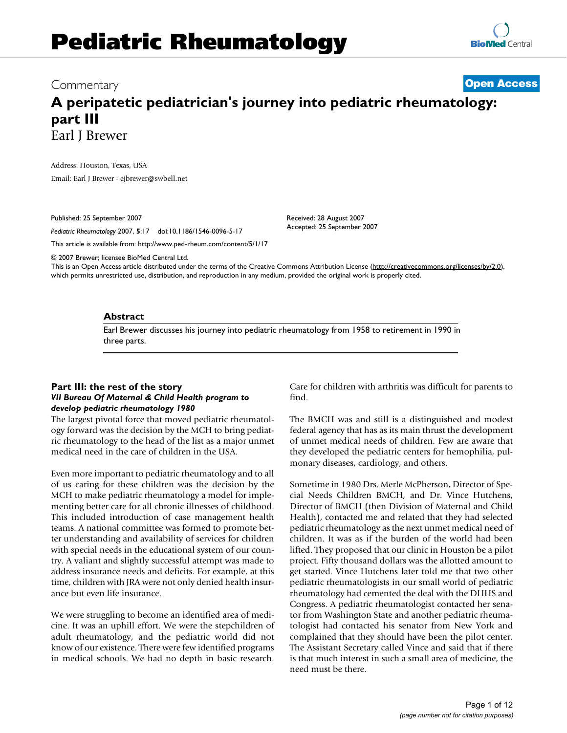# Pediatric Rheumatology

Commentary

**Open Access**

# A peripatetic pediatrician's journey into pediatric rheumatology: part III

Earl J Brewer

Address: Houston, Texas, USA

Email: Earl J Brewer - ejbrewer@swbell.net

Published: 25 September 2007

*Pediatric Rheumatology* 2007, **5**:17 doi:10.1186/1546-0096-5-17

Received: 28 August 2007

Accepted: 25 September 2007

This article is available from: http://www.ped-rheum.com/content/5/1/17

© 2007 Brewer; licensee BioMed Central Ltd.

This is an Open Access article distributed under the terms of the Creative Commons Attribution License (http://creativecommons.org/licenses/by/2.0), which permits unrestricted use, distribution, and reproduction in any medium, provided the original work is properly cited.

## Abstract

Earl Brewer discusses his journey into pediatric rheumatology from 1958 to retirement in 1990 in three parts.

## Part III: the rest of the story

### *VII Bureau Of Maternal & Child Health program to develop pediatric rheumatology 1980*

The largest pivotal force that moved pediatric rheumatology forward was the decision by the MCH to bring pediatric rheumatology to the head of the list as a major unmet medical need in the care of children in the USA.

Even more important to pediatric rheumatology and to all of us caring for these children was the decision by the MCH to make pediatric rheumatology a model for implementing better care for all chronic illnesses of childhood. This included introduction of case management health teams. A national committee was formed to promote better understanding and availability of services for children with special needs in the educational system of our country. A valiant and slightly successful attempt was made to address insurance needs and deficits. For example, at this time, children with JRA were not only denied health insurance but even life insurance.

We were struggling to become an identified area of medicine. It was an uphill effort. We were the stepchildren of adult rheumatology, and the pediatric world did not know of our existence. There were few identified programs in medical schools. We had no depth in basic research. Care for children with arthritis was difficult for parents to find.

The BMCH was and still is a distinguished and modest federal agency that has as its main thrust the development of unmet medical needs of children. Few are aware that they developed the pediatric centers for hemophilia, pulmonary diseases, cardiology, and others.

Sometime in 1980 Drs. Merle McPherson, Director of Special Needs Children BMCH, and Dr. Vince Hutchens, Director of BMCH (then Division of Maternal and Child Health), contacted me and related that they had selected pediatric rheumatology as the next unmet medical need of children. It was as if the burden of the world had been lifted. They proposed that our clinic in Houston be a pilot project. Fifty thousand dollars was the allotted amount to get started. Vince Hutchens later told me that two other pediatric rheumatologists in our small world of pediatric rheumatology had cemented the deal with the DHHS and Congress. A pediatric rheumatologist contacted her senator from Washington State and another pediatric rheumatologist had contacted his senator from New York and complained that they should have been the pilot center. The Assistant Secretary called Vince and said that if there is that much interest in such a small area of medicine, the need must be there.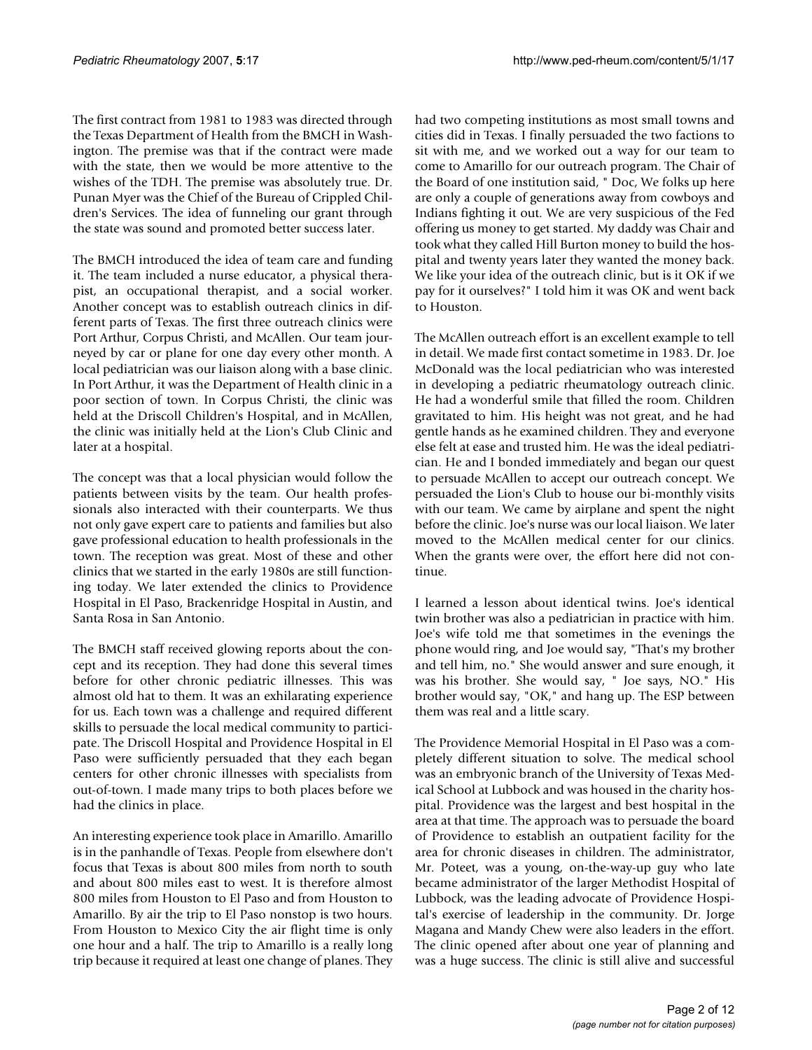The first contract from 1981 to 1983 was directed through the Texas Department of Health from the BMCH in Washington. The premise was that if the contract were made with the state, then we would be more attentive to the wishes of the TDH. The premise was absolutely true. Dr. Punan Myer was the Chief of the Bureau of Crippled Children's Services. The idea of funneling our grant through the state was sound and promoted better success later.

The BMCH introduced the idea of team care and funding it. The team included a nurse educator, a physical therapist, an occupational therapist, and a social worker. Another concept was to establish outreach clinics in different parts of Texas. The first three outreach clinics were Port Arthur, Corpus Christi, and McAllen. Our team journeyed by car or plane for one day every other month. A local pediatrician was our liaison along with a base clinic. In Port Arthur, it was the Department of Health clinic in a poor section of town. In Corpus Christi, the clinic was held at the Driscoll Children's Hospital, and in McAllen, the clinic was initially held at the Lion's Club Clinic and later at a hospital.

The concept was that a local physician would follow the patients between visits by the team. Our health professionals also interacted with their counterparts. We thus not only gave expert care to patients and families but also gave professional education to health professionals in the town. The reception was great. Most of these and other clinics that we started in the early 1980s are still functioning today. We later extended the clinics to Providence Hospital in El Paso, Brackenridge Hospital in Austin, and Santa Rosa in San Antonio.

The BMCH staff received glowing reports about the concept and its reception. They had done this several times before for other chronic pediatric illnesses. This was almost old hat to them. It was an exhilarating experience for us. Each town was a challenge and required different skills to persuade the local medical community to participate. The Driscoll Hospital and Providence Hospital in El Paso were sufficiently persuaded that they each began centers for other chronic illnesses with specialists from out-of-town. I made many trips to both places before we had the clinics in place.

An interesting experience took place in Amarillo. Amarillo is in the panhandle of Texas. People from elsewhere don't focus that Texas is about 800 miles from north to south and about 800 miles east to west. It is therefore almost 800 miles from Houston to El Paso and from Houston to Amarillo. By air the trip to El Paso nonstop is two hours. From Houston to Mexico City the air flight time is only one hour and a half. The trip to Amarillo is a really long trip because it required at least one change of planes. They had two competing institutions as most small towns and cities did in Texas. I finally persuaded the two factions to sit with me, and we worked out a way for our team to come to Amarillo for our outreach program. The Chair of the Board of one institution said, " Doc, We folks up here are only a couple of generations away from cowboys and Indians fighting it out. We are very suspicious of the Fed offering us money to get started. My daddy was Chair and took what they called Hill Burton money to build the hospital and twenty years later they wanted the money back. We like your idea of the outreach clinic, but is it OK if we pay for it ourselves?" I told him it was OK and went back to Houston.

The McAllen outreach effort is an excellent example to tell in detail. We made first contact sometime in 1983. Dr. Joe McDonald was the local pediatrician who was interested in developing a pediatric rheumatology outreach clinic. He had a wonderful smile that filled the room. Children gravitated to him. His height was not great, and he had gentle hands as he examined children. They and everyone else felt at ease and trusted him. He was the ideal pediatrician. He and I bonded immediately and began our quest to persuade McAllen to accept our outreach concept. We persuaded the Lion's Club to house our bi-monthly visits with our team. We came by airplane and spent the night before the clinic. Joe's nurse was our local liaison. We later moved to the McAllen medical center for our clinics. When the grants were over, the effort here did not continue.

I learned a lesson about identical twins. Joe's identical twin brother was also a pediatrician in practice with him. Joe's wife told me that sometimes in the evenings the phone would ring, and Joe would say, "That's my brother and tell him, no." She would answer and sure enough, it was his brother. She would say, " Joe says, NO." His brother would say, "OK," and hang up. The ESP between them was real and a little scary.

The Providence Memorial Hospital in El Paso was a completely different situation to solve. The medical school was an embryonic branch of the University of Texas Medical School at Lubbock and was housed in the charity hospital. Providence was the largest and best hospital in the area at that time. The approach was to persuade the board of Providence to establish an outpatient facility for the area for chronic diseases in children. The administrator, Mr. Poteet, was a young, on-the-way-up guy who late became administrator of the larger Methodist Hospital of Lubbock, was the leading advocate of Providence Hospital's exercise of leadership in the community. Dr. Jorge Magana and Mandy Chew were also leaders in the effort. The clinic opened after about one year of planning and was a huge success. The clinic is still alive and successful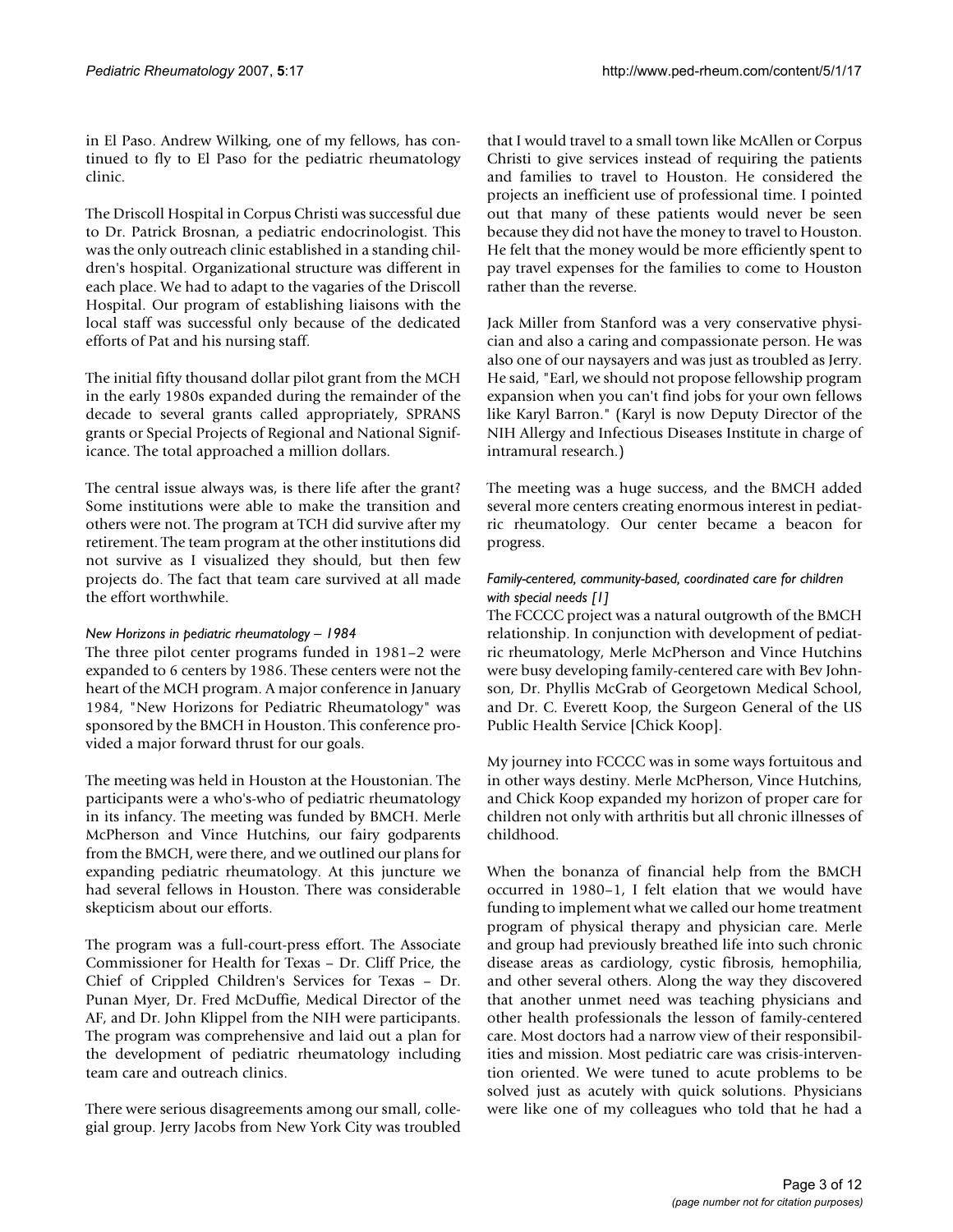in El Paso. Andrew Wilking, one of my fellows, has continued to fly to El Paso for the pediatric rheumatology clinic.

The Driscoll Hospital in Corpus Christi was successful due to Dr. Patrick Brosnan, a pediatric endocrinologist. This was the only outreach clinic established in a standing children's hospital. Organizational structure was different in each place. We had to adapt to the vagaries of the Driscoll Hospital. Our program of establishing liaisons with the local staff was successful only because of the dedicated efforts of Pat and his nursing staff.

The initial fifty thousand dollar pilot grant from the MCH in the early 1980s expanded during the remainder of the decade to several grants called appropriately, SPRANS grants or Special Projects of Regional and National Significance. The total approached a million dollars.

The central issue always was, is there life after the grant? Some institutions were able to make the transition and others were not. The program at TCH did survive after my retirement. The team program at the other institutions did not survive as I visualized they should, but then few projects do. The fact that team care survived at all made the effort worthwhile.

### *New Horizons in pediatric rheumatology – 1984*

The three pilot center programs funded in 1981–2 were expanded to 6 centers by 1986. These centers were not the heart of the MCH program. A major conference in January 1984, "New Horizons for Pediatric Rheumatology" was sponsored by the BMCH in Houston. This conference provided a major forward thrust for our goals.

The meeting was held in Houston at the Houstonian. The participants were a who's-who of pediatric rheumatology in its infancy. The meeting was funded by BMCH. Merle McPherson and Vince Hutchins, our fairy godparents from the BMCH, were there, and we outlined our plans for expanding pediatric rheumatology. At this juncture we had several fellows in Houston. There was considerable skepticism about our efforts.

The program was a full-court-press effort. The Associate Commissioner for Health for Texas – Dr. Cliff Price, the Chief of Crippled Children's Services for Texas – Dr. Punan Myer, Dr. Fred McDuffie, Medical Director of the AF, and Dr. John Klippel from the NIH were participants. The program was comprehensive and laid out a plan for the development of pediatric rheumatology including team care and outreach clinics.

There were serious disagreements among our small, collegial group. Jerry Jacobs from New York City was troubled that I would travel to a small town like McAllen or Corpus Christi to give services instead of requiring the patients and families to travel to Houston. He considered the projects an inefficient use of professional time. I pointed out that many of these patients would never be seen because they did not have the money to travel to Houston. He felt that the money would be more efficiently spent to pay travel expenses for the families to come to Houston rather than the reverse.

Jack Miller from Stanford was a very conservative physician and also a caring and compassionate person. He was also one of our naysayers and was just as troubled as Jerry. He said, "Earl, we should not propose fellowship program expansion when you can't find jobs for your own fellows like Karyl Barron." (Karyl is now Deputy Director of the NIH Allergy and Infectious Diseases Institute in charge of intramural research.)

The meeting was a huge success, and the BMCH added several more centers creating enormous interest in pediatric rheumatology. Our center became a beacon for progress.

### *Family-centered, community-based, coordinated care for children with special needs [1]*

The FCCCC project was a natural outgrowth of the BMCH relationship. In conjunction with development of pediatric rheumatology, Merle McPherson and Vince Hutchins were busy developing family-centered care with Bev Johnson, Dr. Phyllis McGrab of Georgetown Medical School, and Dr. C. Everett Koop, the Surgeon General of the US Public Health Service [Chick Koop].

My journey into FCCCC was in some ways fortuitous and in other ways destiny. Merle McPherson, Vince Hutchins, and Chick Koop expanded my horizon of proper care for children not only with arthritis but all chronic illnesses of childhood.

When the bonanza of financial help from the BMCH occurred in 1980–1, I felt elation that we would have funding to implement what we called our home treatment program of physical therapy and physician care. Merle and group had previously breathed life into such chronic disease areas as cardiology, cystic fibrosis, hemophilia, and other several others. Along the way they discovered that another unmet need was teaching physicians and other health professionals the lesson of family-centered care. Most doctors had a narrow view of their responsibilities and mission. Most pediatric care was crisis-intervention oriented. We were tuned to acute problems to be solved just as acutely with quick solutions. Physicians were like one of my colleagues who told that he had a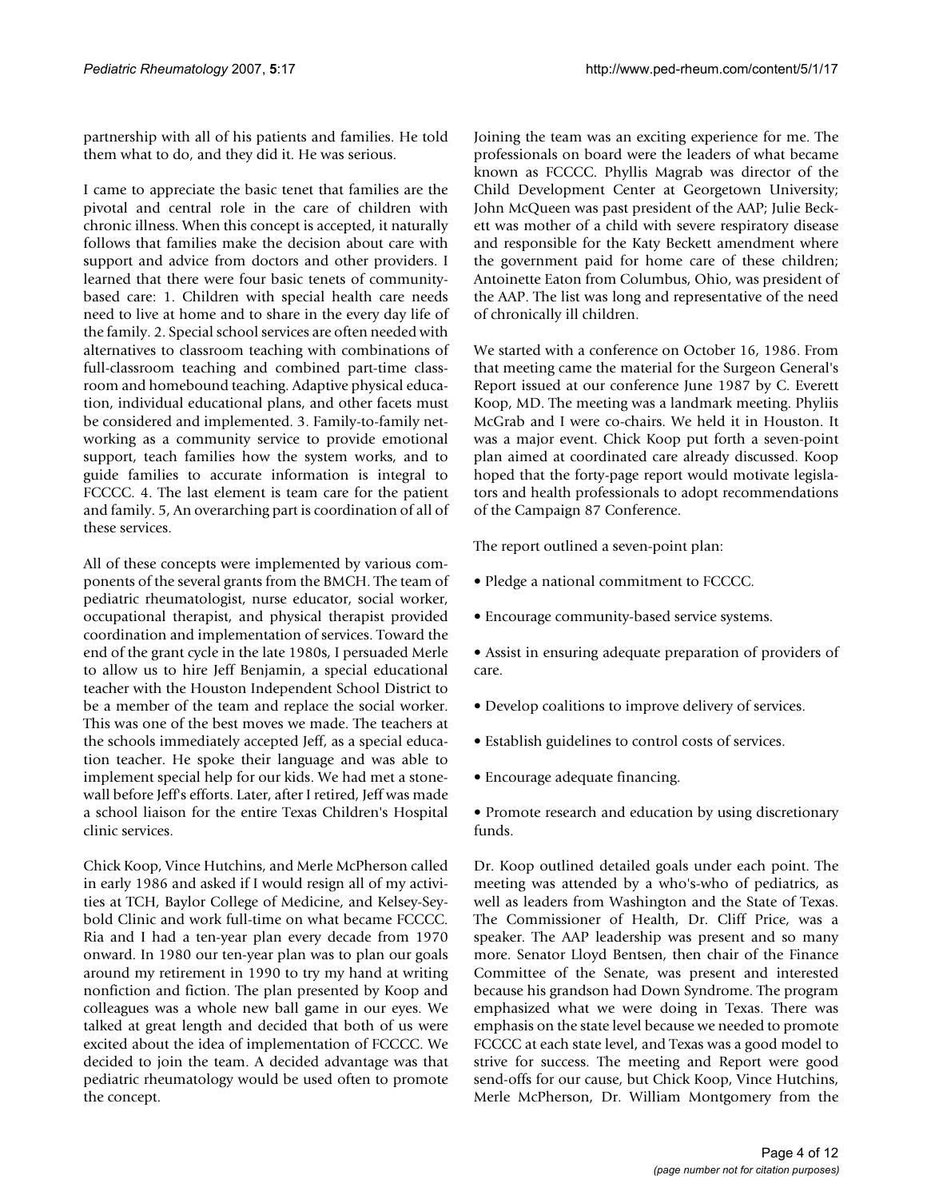partnership with all of his patients and families. He told them what to do, and they did it. He was serious.

I came to appreciate the basic tenet that families are the pivotal and central role in the care of children with chronic illness. When this concept is accepted, it naturally follows that families make the decision about care with support and advice from doctors and other providers. I learned that there were four basic tenets of community-based care: 1. Children with special health care needs need to live at home and to share in the every day life of the family. 2. Special school services are often needed with alternatives to classroom teaching with combinations of full-classroom teaching and combined part-time classroom and homebound teaching. Adaptive physical education, individual educational plans, and other facets must be considered and implemented. 3. Family-to-family networking as a community service to provide emotional support, teach families how the system works, and to guide families to accurate information is integral to FCCCC. 4. The last element is team care for the patient and family. 5, An overarching part is coordination of all of these services.

All of these concepts were implemented by various components of the several grants from the BMCH. The team of pediatric rheumatologist, nurse educator, social worker, occupational therapist, and physical therapist provided coordination and implementation of services. Toward the end of the grant cycle in the late 1980s, I persuaded Merle to allow us to hire Jeff Benjamin, a special educational teacher with the Houston Independent School District to be a member of the team and replace the social worker. This was one of the best moves we made. The teachers at the schools immediately accepted Jeff, as a special education teacher. He spoke their language and was able to implement special help for our kids. We had met a stonewall before Jeff's efforts. Later, after I retired, Jeff was made a school liaison for the entire Texas Children's Hospital clinic services.

Chick Koop, Vince Hutchins, and Merle McPherson called in early 1986 and asked if I would resign all of my activities at TCH, Baylor College of Medicine, and Kelsey-Seybold Clinic and work full-time on what became FCCCC. Ria and I had a ten-year plan every decade from 1970 onward. In 1980 our ten-year plan was to plan our goals around my retirement in 1990 to try my hand at writing nonfiction and fiction. The plan presented by Koop and colleagues was a whole new ball game in our eyes. We talked at great length and decided that both of us were excited about the idea of implementation of FCCCC. We decided to join the team. A decided advantage was that pediatric rheumatology would be used often to promote the concept.

Joining the team was an exciting experience for me. The professionals on board were the leaders of what became known as FCCCC. Phyllis Magrab was director of the Child Development Center at Georgetown University; John McQueen was past president of the AAP; Julie Beckett was mother of a child with severe respiratory disease and responsible for the Katy Beckett amendment where the government paid for home care of these children; Antoinette Eaton from Columbus, Ohio, was president of the AAP. The list was long and representative of the need of chronically ill children.

We started with a conference on October 16, 1986. From that meeting came the material for the Surgeon General's Report issued at our conference June 1987 by C. Everett Koop, MD. The meeting was a landmark meeting. Phyliis McGrab and I were co-chairs. We held it in Houston. It was a major event. Chick Koop put forth a seven-point plan aimed at coordinated care already discussed. Koop hoped that the forty-page report would motivate legislators and health professionals to adopt recommendations of the Campaign 87 Conference.

The report outlined a seven-point plan:

- Pledge a national commitment to FCCCC.
- Encourage community-based service systems.
- Assist in ensuring adequate preparation of providers of care.
- Develop coalitions to improve delivery of services.
- Establish guidelines to control costs of services.
- Encourage adequate financing.
- Promote research and education by using discretionary funds.

Dr. Koop outlined detailed goals under each point. The meeting was attended by a who's-who of pediatrics, as well as leaders from Washington and the State of Texas. The Commissioner of Health, Dr. Cliff Price, was a speaker. The AAP leadership was present and so many more. Senator Lloyd Bentsen, then chair of the Finance Committee of the Senate, was present and interested because his grandson had Down Syndrome. The program emphasized what we were doing in Texas. There was emphasis on the state level because we needed to promote FCCCC at each state level, and Texas was a good model to strive for success. The meeting and Report were good send-offs for our cause, but Chick Koop, Vince Hutchins, Merle McPherson, Dr. William Montgomery from the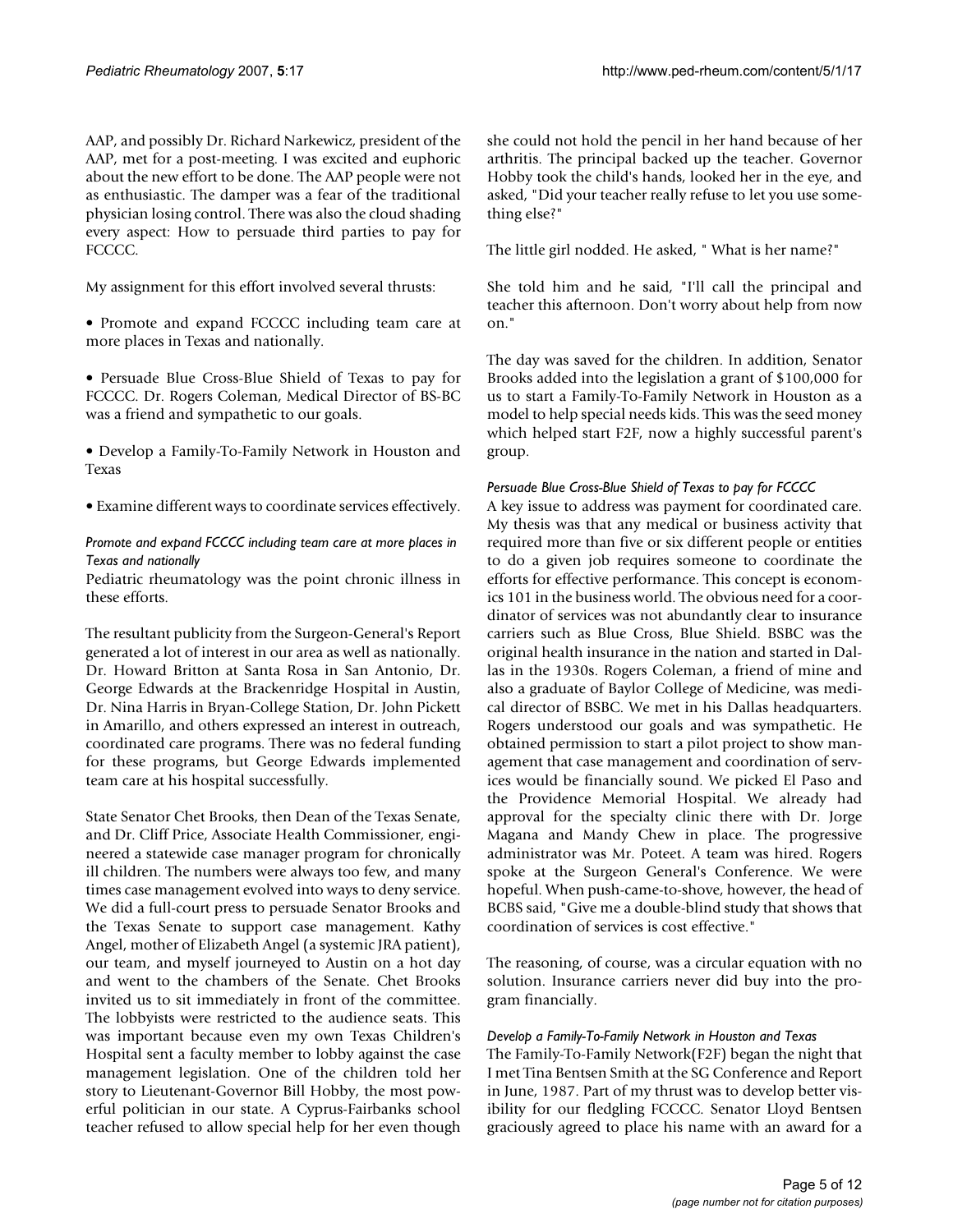AAP, and possibly Dr. Richard Narkewicz, president of the AAP, met for a post-meeting. I was excited and euphoric about the new effort to be done. The AAP people were not as enthusiastic. The damper was a fear of the traditional physician losing control. There was also the cloud shading every aspect: How to persuade third parties to pay for FCCCC.

My assignment for this effort involved several thrusts:

- Promote and expand FCCCC including team care at more places in Texas and nationally.
- Persuade Blue Cross-Blue Shield of Texas to pay for FCCCC. Dr. Rogers Coleman, Medical Director of BS-BC was a friend and sympathetic to our goals.
- Develop a Family-To-Family Network in Houston and Texas
- Examine different ways to coordinate services effectively.

#### *Promote and expand FCCCC including team care at more places in Texas and nationally*

Pediatric rheumatology was the point chronic illness in these efforts.

The resultant publicity from the Surgeon-General's Report generated a lot of interest in our area as well as nationally. Dr. Howard Britton at Santa Rosa in San Antonio, Dr. George Edwards at the Brackenridge Hospital in Austin, Dr. Nina Harris in Bryan-College Station, Dr. John Pickett in Amarillo, and others expressed an interest in outreach, coordinated care programs. There was no federal funding for these programs, but George Edwards implemented team care at his hospital successfully.

State Senator Chet Brooks, then Dean of the Texas Senate, and Dr. Cliff Price, Associate Health Commissioner, engineered a statewide case manager program for chronically ill children. The numbers were always too few, and many times case management evolved into ways to deny service. We did a full-court press to persuade Senator Brooks and the Texas Senate to support case management. Kathy Angel, mother of Elizabeth Angel (a systemic JRA patient), our team, and myself journeyed to Austin on a hot day and went to the chambers of the Senate. Chet Brooks invited us to sit immediately in front of the committee. The lobbyists were restricted to the audience seats. This was important because even my own Texas Children's Hospital sent a faculty member to lobby against the case management legislation. One of the children told her story to Lieutenant-Governor Bill Hobby, the most powerful politician in our state. A Cyprus-Fairbanks school teacher refused to allow special help for her even though she could not hold the pencil in her hand because of her arthritis. The principal backed up the teacher. Governor Hobby took the child's hands, looked her in the eye, and asked, "Did your teacher really refuse to let you use something else?"

The little girl nodded. He asked, " What is her name?"

She told him and he said, "I'll call the principal and teacher this afternoon. Don't worry about help from now on."

The day was saved for the children. In addition, Senator Brooks added into the legislation a grant of $100,000 for us to start a Family-To-Family Network in Houston as a model to help special needs kids. This was the seed money which helped start F2F, now a highly successful parent's group.

#### *Persuade Blue Cross-Blue Shield of Texas to pay for FCCCC*

A key issue to address was payment for coordinated care. My thesis was that any medical or business activity that required more than five or six different people or entities to do a given job requires someone to coordinate the efforts for effective performance. This concept is economics 101 in the business world. The obvious need for a coordinator of services was not abundantly clear to insurance carriers such as Blue Cross, Blue Shield. BSBC was the original health insurance in the nation and started in Dallas in the 1930s. Rogers Coleman, a friend of mine and also a graduate of Baylor College of Medicine, was medical director of BSBC. We met in his Dallas headquarters. Rogers understood our goals and was sympathetic. He obtained permission to start a pilot project to show management that case management and coordination of services would be financially sound. We picked El Paso and the Providence Memorial Hospital. We already had approval for the specialty clinic there with Dr. Jorge Magana and Mandy Chew in place. The progressive administrator was Mr. Poteet. A team was hired. Rogers spoke at the Surgeon General's Conference. We were hopeful. When push-came-to-shove, however, the head of BCBS said, "Give me a double-blind study that shows that coordination of services is cost effective."

The reasoning, of course, was a circular equation with no solution. Insurance carriers never did buy into the program financially.

#### *Develop a Family-To-Family Network in Houston and Texas*

The Family-To-Family Network(F2F) began the night that I met Tina Bentsen Smith at the SG Conference and Report in June, 1987. Part of my thrust was to develop better visibility for our fledgling FCCCC. Senator Lloyd Bentsen graciously agreed to place his name with an award for a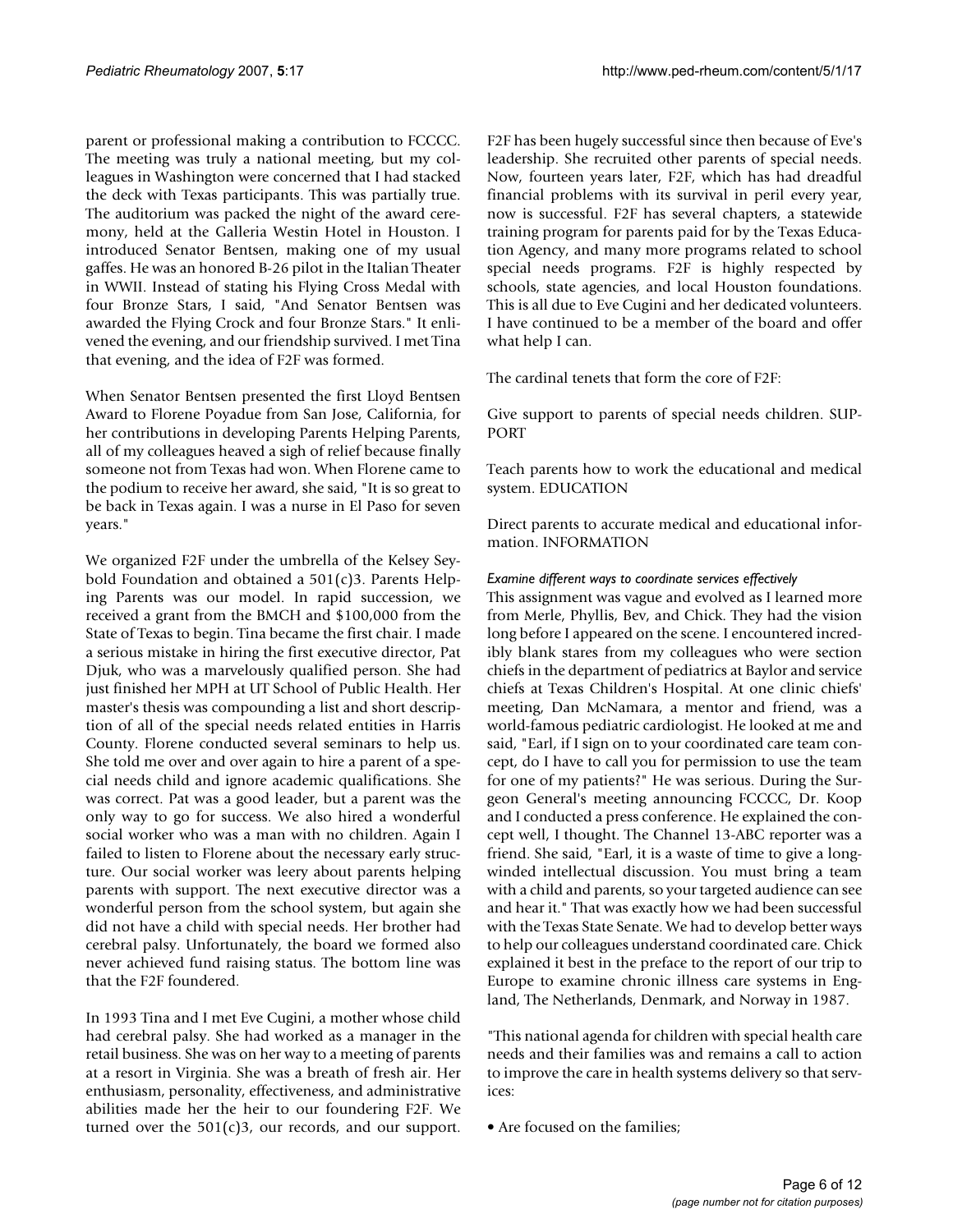parent or professional making a contribution to FCCCC. The meeting was truly a national meeting, but my colleagues in Washington were concerned that I had stacked the deck with Texas participants. This was partially true. The auditorium was packed the night of the award ceremony, held at the Galleria Westin Hotel in Houston. I introduced Senator Bentsen, making one of my usual gaffes. He was an honored B-26 pilot in the Italian Theater in WWII. Instead of stating his Flying Cross Medal with four Bronze Stars, I said, "And Senator Bentsen was awarded the Flying Crock and four Bronze Stars." It enlivened the evening, and our friendship survived. I met Tina that evening, and the idea of F2F was formed.

When Senator Bentsen presented the first Lloyd Bentsen Award to Florene Poyadue from San Jose, California, for her contributions in developing Parents Helping Parents, all of my colleagues heaved a sigh of relief because finally someone not from Texas had won. When Florene came to the podium to receive her award, she said, "It is so great to be back in Texas again. I was a nurse in El Paso for seven years."

We organized F2F under the umbrella of the Kelsey Seybold Foundation and obtained a 501(c)3. Parents Helping Parents was our model. In rapid succession, we received a grant from the BMCH and $100,000 from the State of Texas to begin. Tina became the first chair. I made a serious mistake in hiring the first executive director, Pat Djuk, who was a marvelously qualified person. She had just finished her MPH at UT School of Public Health. Her master's thesis was compounding a list and short description of all of the special needs related entities in Harris County. Florene conducted several seminars to help us. She told me over and over again to hire a parent of a special needs child and ignore academic qualifications. She was correct. Pat was a good leader, but a parent was the only way to go for success. We also hired a wonderful social worker who was a man with no children. Again I failed to listen to Florene about the necessary early structure. Our social worker was leery about parents helping parents with support. The next executive director was a wonderful person from the school system, but again she did not have a child with special needs. Her brother had cerebral palsy. Unfortunately, the board we formed also never achieved fund raising status. The bottom line was that the F2F foundered.

In 1993 Tina and I met Eve Cugini, a mother whose child had cerebral palsy. She had worked as a manager in the retail business. She was on her way to a meeting of parents at a resort in Virginia. She was a breath of fresh air. Her enthusiasm, personality, effectiveness, and administrative abilities made her the heir to our foundering F2F. We turned over the 501(c)3, our records, and our support. F2F has been hugely successful since then because of Eve's leadership. She recruited other parents of special needs. Now, fourteen years later, F2F, which has had dreadful financial problems with its survival in peril every year, now is successful. F2F has several chapters, a statewide training program for parents paid for by the Texas Education Agency, and many more programs related to school special needs programs. F2F is highly respected by schools, state agencies, and local Houston foundations. This is all due to Eve Cugini and her dedicated volunteers. I have continued to be a member of the board and offer what help I can.

The cardinal tenets that form the core of F2F:

Give support to parents of special needs children. SUPPORT

Teach parents how to work the educational and medical system. EDUCATION

Direct parents to accurate medical and educational information. INFORMATION

#### *Examine different ways to coordinate services effectively*

This assignment was vague and evolved as I learned more from Merle, Phyllis, Bev, and Chick. They had the vision long before I appeared on the scene. I encountered incredibly blank stares from my colleagues who were section chiefs in the department of pediatrics at Baylor and service chiefs at Texas Children's Hospital. At one clinic chiefs' meeting, Dan McNamara, a mentor and friend, was a world-famous pediatric cardiologist. He looked at me and said, "Earl, if I sign on to your coordinated care team concept, do I have to call you for permission to use the team for one of my patients?" He was serious. During the Surgeon General's meeting announcing FCCCC, Dr. Koop and I conducted a press conference. He explained the concept well, I thought. The Channel 13-ABC reporter was a friend. She said, "Earl, it is a waste of time to give a long-winded intellectual discussion. You must bring a team with a child and parents, so your targeted audience can see and hear it." That was exactly how we had been successful with the Texas State Senate. We had to develop better ways to help our colleagues understand coordinated care. Chick explained it best in the preface to the report of our trip to Europe to examine chronic illness care systems in England, The Netherlands, Denmark, and Norway in 1987.

"This national agenda for children with special health care needs and their families was and remains a call to action to improve the care in health systems delivery so that services:

• Are focused on the families;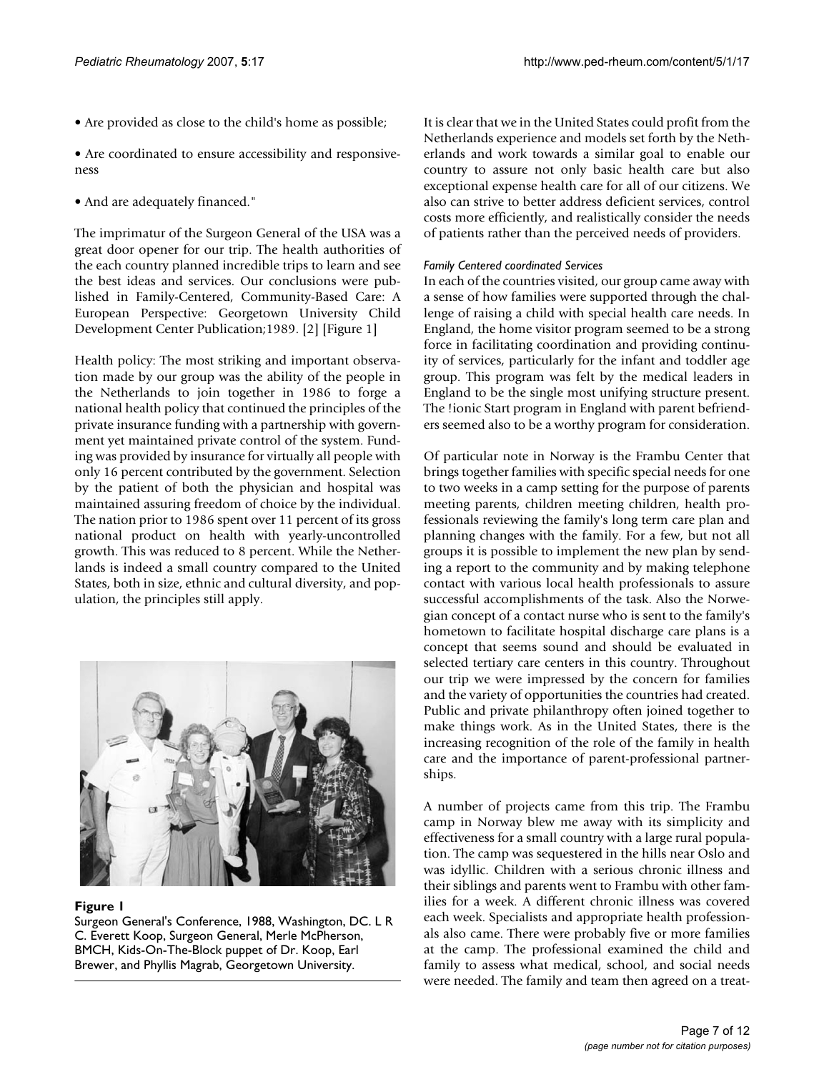• Are provided as close to the child's home as possible;

• Are coordinated to ensure accessibility and responsiveness

• And are adequately financed."

The imprimatur of the Surgeon General of the USA was a great door opener for our trip. The health authorities of the each country planned incredible trips to learn and see the best ideas and services. Our conclusions were published in Family-Centered, Community-Based Care: A European Perspective: Georgetown University Child Development Center Publication;1989. [2] [Figure 1]

Health policy: The most striking and important observation made by our group was the ability of the people in the Netherlands to join together in 1986 to forge a national health policy that continued the principles of the private insurance funding with a partnership with government yet maintained private control of the system. Funding was provided by insurance for virtually all people with only 16 percent contributed by the government. Selection by the patient of both the physician and hospital was maintained assuring freedom of choice by the individual. The nation prior to 1986 spent over 11 percent of its gross national product on health with yearly-uncontrolled growth. This was reduced to 8 percent. While the Netherlands is indeed a small country compared to the United States, both in size, ethnic and cultural diversity, and population, the principles still apply.

**Figure 1**
Surgeon General's Conference, 1988, Washington, DC. L R C. Everett Koop, Surgeon General, Merle McPherson, BMCH, Kids-On-The-Block puppet of Dr. Koop, Earl Brewer, and Phyllis Magrab, Georgetown University.

It is clear that we in the United States could profit from the Netherlands experience and models set forth by the Netherlands and work towards a similar goal to enable our country to assure not only basic health care but also exceptional expense health care for all of our citizens. We also can strive to better address deficient services, control costs more efficiently, and realistically consider the needs of patients rather than the perceived needs of providers.

*Family Centered coordinated Services*

In each of the countries visited, our group came away with a sense of how families were supported through the challenge of raising a child with special health care needs. In England, the home visitor program seemed to be a strong force in facilitating coordination and providing continuity of services, particularly for the infant and toddler age group. This program was felt by the medical leaders in England to be the single most unifying structure present. The !ionic Start program in England with parent befrienders seemed also to be a worthy program for consideration.

Of particular note in Norway is the Frambu Center that brings together families with specific special needs for one to two weeks in a camp setting for the purpose of parents meeting parents, children meeting children, health professionals reviewing the family's long term care plan and planning changes with the family. For a few, but not all groups it is possible to implement the new plan by sending a report to the community and by making telephone contact with various local health professionals to assure successful accomplishments of the task. Also the Norwegian concept of a contact nurse who is sent to the family's hometown to facilitate hospital discharge care plans is a concept that seems sound and should be evaluated in selected tertiary care centers in this country. Throughout our trip we were impressed by the concern for families and the variety of opportunities the countries had created. Public and private philanthropy often joined together to make things work. As in the United States, there is the increasing recognition of the role of the family in health care and the importance of parent-professional partnerships.

A number of projects came from this trip. The Frambu camp in Norway blew me away with its simplicity and effectiveness for a small country with a large rural population. The camp was sequestered in the hills near Oslo and was idyllic. Children with a serious chronic illness and their siblings and parents went to Frambu with other families for a week. A different chronic illness was covered each week. Specialists and appropriate health professionals also came. There were probably five or more families at the camp. The professional examined the child and family to assess what medical, school, and social needs were needed. The family and team then agreed on a treat-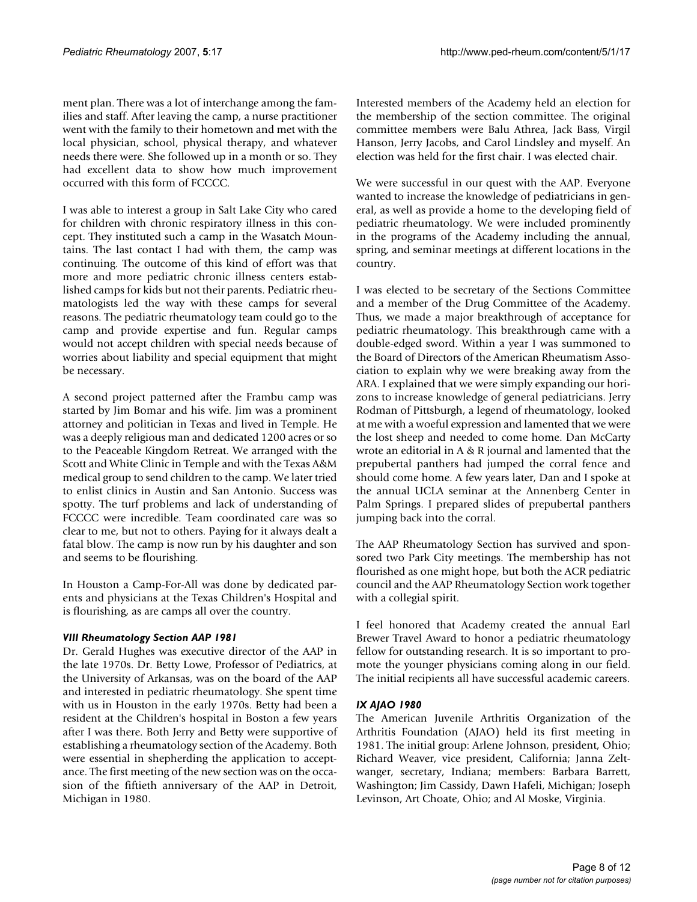ment plan. There was a lot of interchange among the families and staff. After leaving the camp, a nurse practitioner went with the family to their hometown and met with the local physician, school, physical therapy, and whatever needs there were. She followed up in a month or so. They had excellent data to show how much improvement occurred with this form of FCCCC.

I was able to interest a group in Salt Lake City who cared for children with chronic respiratory illness in this concept. They instituted such a camp in the Wasatch Mountains. The last contact I had with them, the camp was continuing. The outcome of this kind of effort was that more and more pediatric chronic illness centers established camps for kids but not their parents. Pediatric rheumatologists led the way with these camps for several reasons. The pediatric rheumatology team could go to the camp and provide expertise and fun. Regular camps would not accept children with special needs because of worries about liability and special equipment that might be necessary.

A second project patterned after the Frambu camp was started by Jim Bomar and his wife. Jim was a prominent attorney and politician in Texas and lived in Temple. He was a deeply religious man and dedicated 1200 acres or so to the Peaceable Kingdom Retreat. We arranged with the Scott and White Clinic in Temple and with the Texas A&M medical group to send children to the camp. We later tried to enlist clinics in Austin and San Antonio. Success was spotty. The turf problems and lack of understanding of FCCCC were incredible. Team coordinated care was so clear to me, but not to others. Paying for it always dealt a fatal blow. The camp is now run by his daughter and son and seems to be flourishing.

In Houston a Camp-For-All was done by dedicated parents and physicians at the Texas Children's Hospital and is flourishing, as are camps all over the country.

### *VIII Rheumatology Section AAP 1981*

Dr. Gerald Hughes was executive director of the AAP in the late 1970s. Dr. Betty Lowe, Professor of Pediatrics, at the University of Arkansas, was on the board of the AAP and interested in pediatric rheumatology. She spent time with us in Houston in the early 1970s. Betty had been a resident at the Children's hospital in Boston a few years after I was there. Both Jerry and Betty were supportive of establishing a rheumatology section of the Academy. Both were essential in shepherding the application to acceptance. The first meeting of the new section was on the occasion of the fiftieth anniversary of the AAP in Detroit, Michigan in 1980.

Interested members of the Academy held an election for the membership of the section committee. The original committee members were Balu Athrea, Jack Bass, Virgil Hanson, Jerry Jacobs, and Carol Lindsley and myself. An election was held for the first chair. I was elected chair.

We were successful in our quest with the AAP. Everyone wanted to increase the knowledge of pediatricians in general, as well as provide a home to the developing field of pediatric rheumatology. We were included prominently in the programs of the Academy including the annual, spring, and seminar meetings at different locations in the country.

I was elected to be secretary of the Sections Committee and a member of the Drug Committee of the Academy. Thus, we made a major breakthrough of acceptance for pediatric rheumatology. This breakthrough came with a double-edged sword. Within a year I was summoned to the Board of Directors of the American Rheumatism Association to explain why we were breaking away from the ARA. I explained that we were simply expanding our horizons to increase knowledge of general pediatricians. Jerry Rodman of Pittsburgh, a legend of rheumatology, looked at me with a woeful expression and lamented that we were the lost sheep and needed to come home. Dan McCarty wrote an editorial in A & R journal and lamented that the prepubertal panthers had jumped the corral fence and should come home. A few years later, Dan and I spoke at the annual UCLA seminar at the Annenberg Center in Palm Springs. I prepared slides of prepubertal panthers jumping back into the corral.

The AAP Rheumatology Section has survived and sponsored two Park City meetings. The membership has not flourished as one might hope, but both the ACR pediatric council and the AAP Rheumatology Section work together with a collegial spirit.

I feel honored that Academy created the annual Earl Brewer Travel Award to honor a pediatric rheumatology fellow for outstanding research. It is so important to promote the younger physicians coming along in our field. The initial recipients all have successful academic careers.

### *IX AJAO 1980*

The American Juvenile Arthritis Organization of the Arthritis Foundation (AJAO) held its first meeting in 1981. The initial group: Arlene Johnson, president, Ohio; Richard Weaver, vice president, California; Janna Zeltwanger, secretary, Indiana; members: Barbara Barrett, Washington; Jim Cassidy, Dawn Hafeli, Michigan; Joseph Levinson, Art Choate, Ohio; and Al Moske, Virginia.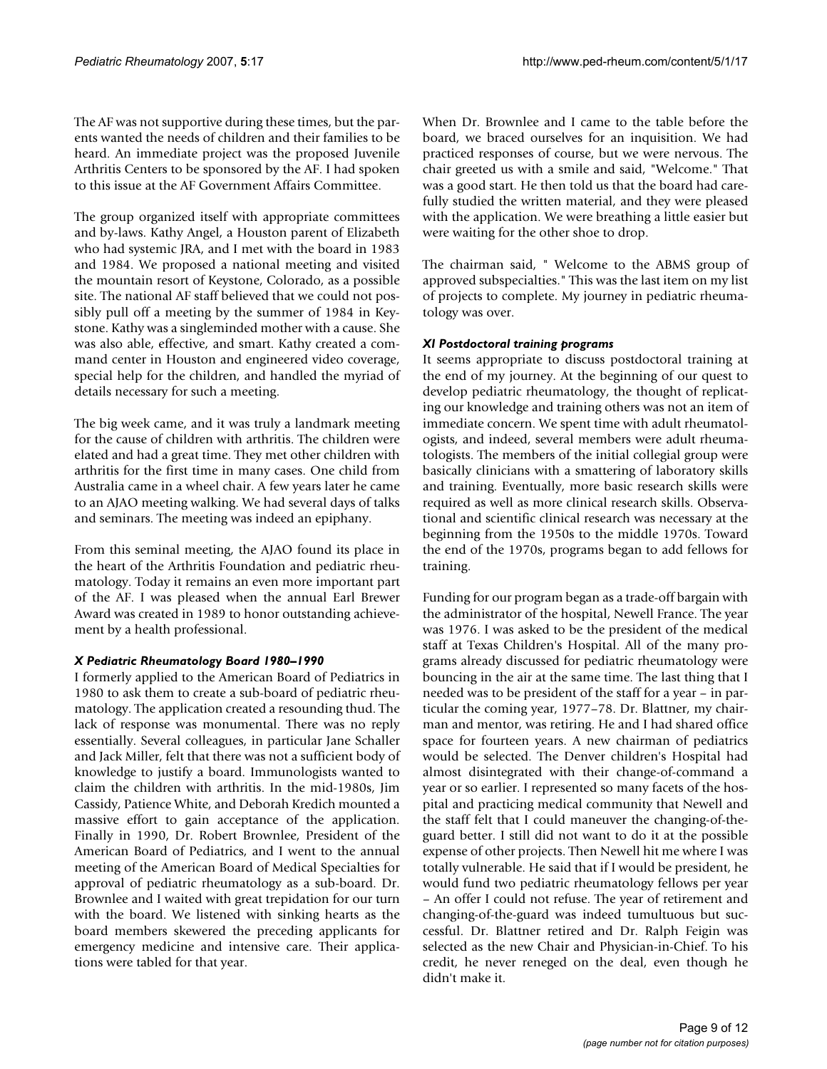The AF was not supportive during these times, but the parents wanted the needs of children and their families to be heard. An immediate project was the proposed Juvenile Arthritis Centers to be sponsored by the AF. I had spoken to this issue at the AF Government Affairs Committee.

The group organized itself with appropriate committees and by-laws. Kathy Angel, a Houston parent of Elizabeth who had systemic JRA, and I met with the board in 1983 and 1984. We proposed a national meeting and visited the mountain resort of Keystone, Colorado, as a possible site. The national AF staff believed that we could not possibly pull off a meeting by the summer of 1984 in Keystone. Kathy was a singleminded mother with a cause. She was also able, effective, and smart. Kathy created a command center in Houston and engineered video coverage, special help for the children, and handled the myriad of details necessary for such a meeting.

The big week came, and it was truly a landmark meeting for the cause of children with arthritis. The children were elated and had a great time. They met other children with arthritis for the first time in many cases. One child from Australia came in a wheel chair. A few years later he came to an AJAO meeting walking. We had several days of talks and seminars. The meeting was indeed an epiphany.

From this seminal meeting, the AJAO found its place in the heart of the Arthritis Foundation and pediatric rheumatology. Today it remains an even more important part of the AF. I was pleased when the annual Earl Brewer Award was created in 1989 to honor outstanding achievement by a health professional.

### *X Pediatric Rheumatology Board 1980–1990*

I formerly applied to the American Board of Pediatrics in 1980 to ask them to create a sub-board of pediatric rheumatology. The application created a resounding thud. The lack of response was monumental. There was no reply essentially. Several colleagues, in particular Jane Schaller and Jack Miller, felt that there was not a sufficient body of knowledge to justify a board. Immunologists wanted to claim the children with arthritis. In the mid-1980s, Jim Cassidy, Patience White, and Deborah Kredich mounted a massive effort to gain acceptance of the application. Finally in 1990, Dr. Robert Brownlee, President of the American Board of Pediatrics, and I went to the annual meeting of the American Board of Medical Specialties for approval of pediatric rheumatology as a sub-board. Dr. Brownlee and I waited with great trepidation for our turn with the board. We listened with sinking hearts as the board members skewered the preceding applicants for emergency medicine and intensive care. Their applications were tabled for that year.

When Dr. Brownlee and I came to the table before the board, we braced ourselves for an inquisition. We had practiced responses of course, but we were nervous. The chair greeted us with a smile and said, "Welcome." That was a good start. He then told us that the board had carefully studied the written material, and they were pleased with the application. We were breathing a little easier but were waiting for the other shoe to drop.

The chairman said, " Welcome to the ABMS group of approved subspecialties." This was the last item on my list of projects to complete. My journey in pediatric rheumatology was over.

### *XI Postdoctoral training programs*

It seems appropriate to discuss postdoctoral training at the end of my journey. At the beginning of our quest to develop pediatric rheumatology, the thought of replicating our knowledge and training others was not an item of immediate concern. We spent time with adult rheumatologists, and indeed, several members were adult rheumatologists. The members of the initial collegial group were basically clinicians with a smattering of laboratory skills and training. Eventually, more basic research skills were required as well as more clinical research skills. Observational and scientific clinical research was necessary at the beginning from the 1950s to the middle 1970s. Toward the end of the 1970s, programs began to add fellows for training.

Funding for our program began as a trade-off bargain with the administrator of the hospital, Newell France. The year was 1976. I was asked to be the president of the medical staff at Texas Children's Hospital. All of the many programs already discussed for pediatric rheumatology were bouncing in the air at the same time. The last thing that I needed was to be president of the staff for a year – in particular the coming year, 1977–78. Dr. Blattner, my chairman and mentor, was retiring. He and I had shared office space for fourteen years. A new chairman of pediatrics would be selected. The Denver children's Hospital had almost disintegrated with their change-of-command a year or so earlier. I represented so many facets of the hospital and practicing medical community that Newell and the staff felt that I could maneuver the changing-of-the-guard better. I still did not want to do it at the possible expense of other projects. Then Newell hit me where I was totally vulnerable. He said that if I would be president, he would fund two pediatric rheumatology fellows per year – An offer I could not refuse. The year of retirement and changing-of-the-guard was indeed tumultuous but successful. Dr. Blattner retired and Dr. Ralph Feigin was selected as the new Chair and Physician-in-Chief. To his credit, he never reneged on the deal, even though he didn't make it.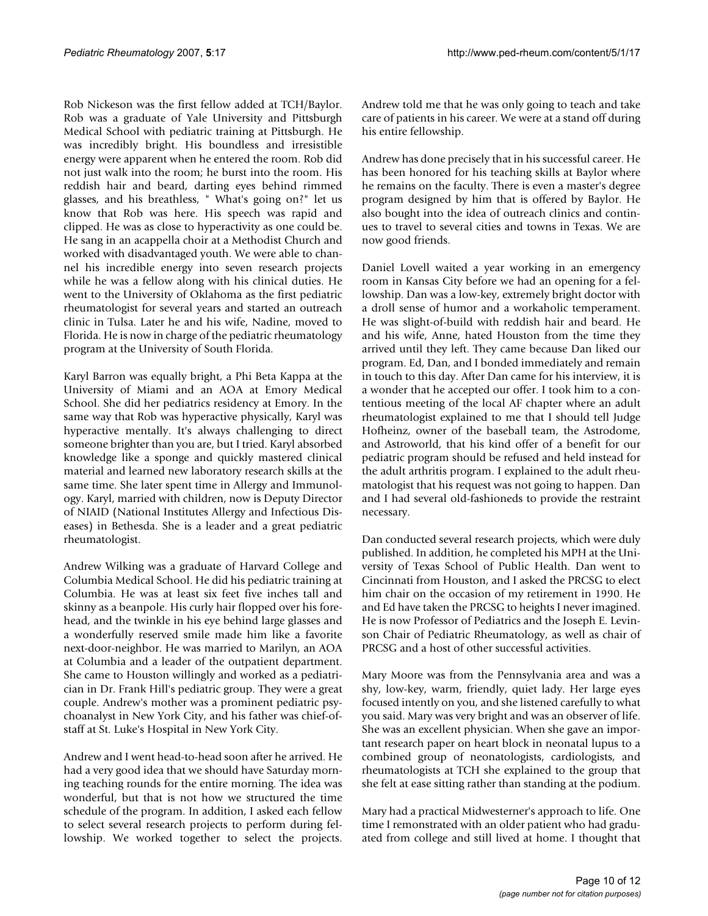Rob Nickeson was the first fellow added at TCH/Baylor. Rob was a graduate of Yale University and Pittsburgh Medical School with pediatric training at Pittsburgh. He was incredibly bright. His boundless and irresistible energy were apparent when he entered the room. Rob did not just walk into the room; he burst into the room. His reddish hair and beard, darting eyes behind rimmed glasses, and his breathless, " What's going on?" let us know that Rob was here. His speech was rapid and clipped. He was as close to hyperactivity as one could be. He sang in an acappella choir at a Methodist Church and worked with disadvantaged youth. We were able to channel his incredible energy into seven research projects while he was a fellow along with his clinical duties. He went to the University of Oklahoma as the first pediatric rheumatologist for several years and started an outreach clinic in Tulsa. Later he and his wife, Nadine, moved to Florida. He is now in charge of the pediatric rheumatology program at the University of South Florida.

Karyl Barron was equally bright, a Phi Beta Kappa at the University of Miami and an AOA at Emory Medical School. She did her pediatrics residency at Emory. In the same way that Rob was hyperactive physically, Karyl was hyperactive mentally. It's always challenging to direct someone brighter than you are, but I tried. Karyl absorbed knowledge like a sponge and quickly mastered clinical material and learned new laboratory research skills at the same time. She later spent time in Allergy and Immunology. Karyl, married with children, now is Deputy Director of NIAID (National Institutes Allergy and Infectious Diseases) in Bethesda. She is a leader and a great pediatric rheumatologist.

Andrew Wilking was a graduate of Harvard College and Columbia Medical School. He did his pediatric training at Columbia. He was at least six feet five inches tall and skinny as a beanpole. His curly hair flopped over his forehead, and the twinkle in his eye behind large glasses and a wonderfully reserved smile made him like a favorite next-door-neighbor. He was married to Marilyn, an AOA at Columbia and a leader of the outpatient department. She came to Houston willingly and worked as a pediatrician in Dr. Frank Hill's pediatric group. They were a great couple. Andrew's mother was a prominent pediatric psychoanalyst in New York City, and his father was chief-of-staff at St. Luke's Hospital in New York City.

Andrew and I went head-to-head soon after he arrived. He had a very good idea that we should have Saturday morning teaching rounds for the entire morning. The idea was wonderful, but that is not how we structured the time schedule of the program. In addition, I asked each fellow to select several research projects to perform during fellowship. We worked together to select the projects. Andrew told me that he was only going to teach and take care of patients in his career. We were at a stand off during his entire fellowship.

Andrew has done precisely that in his successful career. He has been honored for his teaching skills at Baylor where he remains on the faculty. There is even a master's degree program designed by him that is offered by Baylor. He also bought into the idea of outreach clinics and continues to travel to several cities and towns in Texas. We are now good friends.

Daniel Lovell waited a year working in an emergency room in Kansas City before we had an opening for a fellowship. Dan was a low-key, extremely bright doctor with a droll sense of humor and a workaholic temperament. He was slight-of-build with reddish hair and beard. He and his wife, Anne, hated Houston from the time they arrived until they left. They came because Dan liked our program. Ed, Dan, and I bonded immediately and remain in touch to this day. After Dan came for his interview, it is a wonder that he accepted our offer. I took him to a contentious meeting of the local AF chapter where an adult rheumatologist explained to me that I should tell Judge Hofheinz, owner of the baseball team, the Astrodome, and Astroworld, that his kind offer of a benefit for our pediatric program should be refused and held instead for the adult arthritis program. I explained to the adult rheumatologist that his request was not going to happen. Dan and I had several old-fashioneds to provide the restraint necessary.

Dan conducted several research projects, which were duly published. In addition, he completed his MPH at the University of Texas School of Public Health. Dan went to Cincinnati from Houston, and I asked the PRCSG to elect him chair on the occasion of my retirement in 1990. He and Ed have taken the PRCSG to heights I never imagined. He is now Professor of Pediatrics and the Joseph E. Levinson Chair of Pediatric Rheumatology, as well as chair of PRCSG and a host of other successful activities.

Mary Moore was from the Pennsylvania area and was a shy, low-key, warm, friendly, quiet lady. Her large eyes focused intently on you, and she listened carefully to what you said. Mary was very bright and was an observer of life. She was an excellent physician. When she gave an important research paper on heart block in neonatal lupus to a combined group of neonatologists, cardiologists, and rheumatologists at TCH she explained to the group that she felt at ease sitting rather than standing at the podium.

Mary had a practical Midwesterner's approach to life. One time I remonstrated with an older patient who had graduated from college and still lived at home. I thought that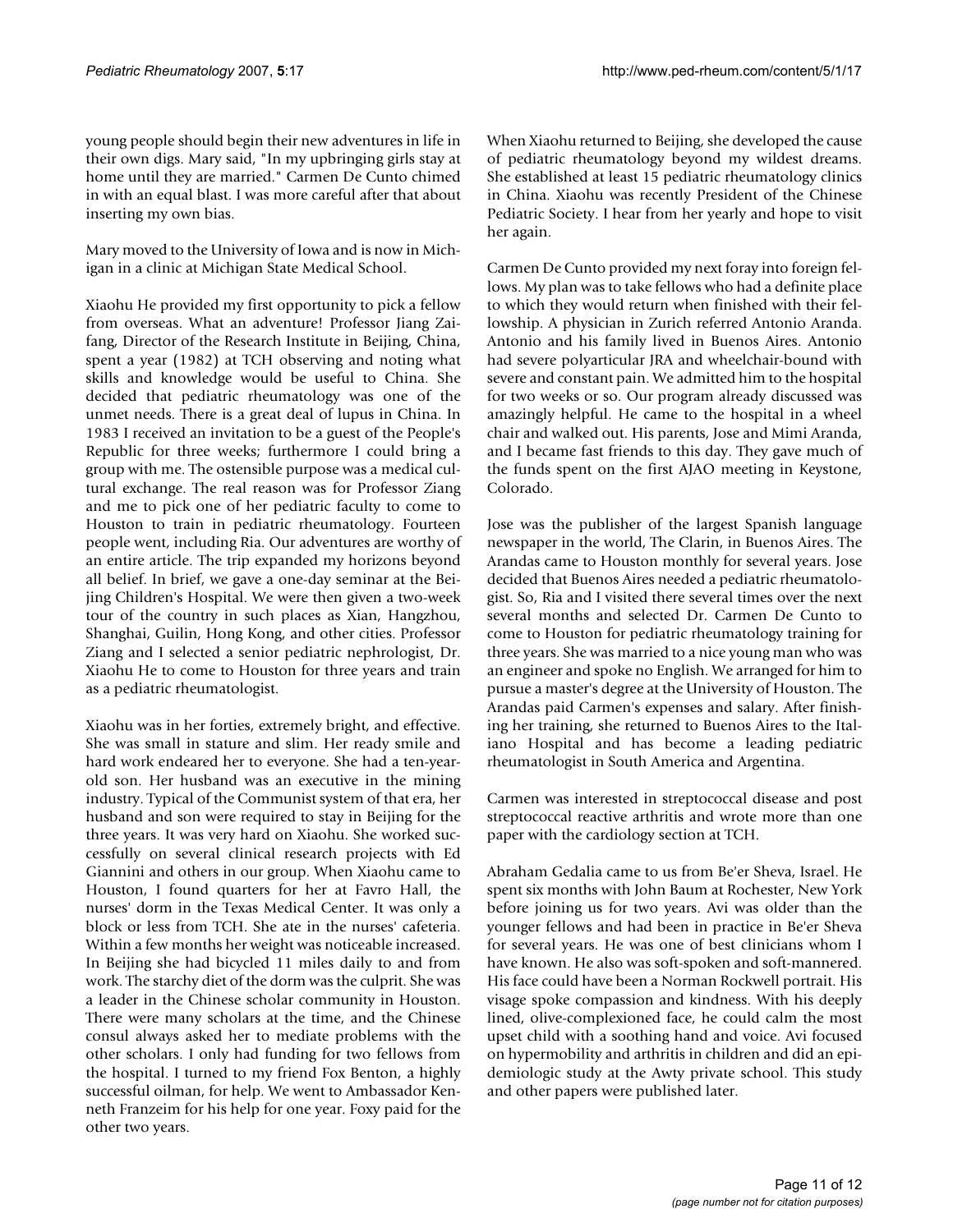young people should begin their new adventures in life in their own digs. Mary said, "In my upbringing girls stay at home until they are married." Carmen De Cunto chimed in with an equal blast. I was more careful after that about inserting my own bias.

Mary moved to the University of Iowa and is now in Michigan in a clinic at Michigan State Medical School.

Xiaohu He provided my first opportunity to pick a fellow from overseas. What an adventure! Professor Jiang Zaifang, Director of the Research Institute in Beijing, China, spent a year (1982) at TCH observing and noting what skills and knowledge would be useful to China. She decided that pediatric rheumatology was one of the unmet needs. There is a great deal of lupus in China. In 1983 I received an invitation to be a guest of the People's Republic for three weeks; furthermore I could bring a group with me. The ostensible purpose was a medical cultural exchange. The real reason was for Professor Ziang and me to pick one of her pediatric faculty to come to Houston to train in pediatric rheumatology. Fourteen people went, including Ria. Our adventures are worthy of an entire article. The trip expanded my horizons beyond all belief. In brief, we gave a one-day seminar at the Beijing Children's Hospital. We were then given a two-week tour of the country in such places as Xian, Hangzhou, Shanghai, Guilin, Hong Kong, and other cities. Professor Ziang and I selected a senior pediatric nephrologist, Dr. Xiaohu He to come to Houston for three years and train as a pediatric rheumatologist.

Xiaohu was in her forties, extremely bright, and effective. She was small in stature and slim. Her ready smile and hard work endeared her to everyone. She had a ten-year-old son. Her husband was an executive in the mining industry. Typical of the Communist system of that era, her husband and son were required to stay in Beijing for the three years. It was very hard on Xiaohu. She worked successfully on several clinical research projects with Ed Giannini and others in our group. When Xiaohu came to Houston, I found quarters for her at Favro Hall, the nurses' dorm in the Texas Medical Center. It was only a block or less from TCH. She ate in the nurses' cafeteria. Within a few months her weight was noticeable increased. In Beijing she had bicycled 11 miles daily to and from work. The starchy diet of the dorm was the culprit. She was a leader in the Chinese scholar community in Houston. There were many scholars at the time, and the Chinese consul always asked her to mediate problems with the other scholars. I only had funding for two fellows from the hospital. I turned to my friend Fox Benton, a highly successful oilman, for help. We went to Ambassador Kenneth Franzeim for his help for one year. Foxy paid for the other two years.

When Xiaohu returned to Beijing, she developed the cause of pediatric rheumatology beyond my wildest dreams. She established at least 15 pediatric rheumatology clinics in China. Xiaohu was recently President of the Chinese Pediatric Society. I hear from her yearly and hope to visit her again.

Carmen De Cunto provided my next foray into foreign fellows. My plan was to take fellows who had a definite place to which they would return when finished with their fellowship. A physician in Zurich referred Antonio Aranda. Antonio and his family lived in Buenos Aires. Antonio had severe polyarticular JRA and wheelchair-bound with severe and constant pain. We admitted him to the hospital for two weeks or so. Our program already discussed was amazingly helpful. He came to the hospital in a wheel chair and walked out. His parents, Jose and Mimi Aranda, and I became fast friends to this day. They gave much of the funds spent on the first AJAO meeting in Keystone, Colorado.

Jose was the publisher of the largest Spanish language newspaper in the world, The Clarin, in Buenos Aires. The Arandas came to Houston monthly for several years. Jose decided that Buenos Aires needed a pediatric rheumatologist. So, Ria and I visited there several times over the next several months and selected Dr. Carmen De Cunto to come to Houston for pediatric rheumatology training for three years. She was married to a nice young man who was an engineer and spoke no English. We arranged for him to pursue a master's degree at the University of Houston. The Arandas paid Carmen's expenses and salary. After finishing her training, she returned to Buenos Aires to the Italiano Hospital and has become a leading pediatric rheumatologist in South America and Argentina.

Carmen was interested in streptococcal disease and post streptococcal reactive arthritis and wrote more than one paper with the cardiology section at TCH.

Abraham Gedalia came to us from Be'er Sheva, Israel. He spent six months with John Baum at Rochester, New York before joining us for two years. Avi was older than the younger fellows and had been in practice in Be'er Sheva for several years. He was one of best clinicians whom I have known. He also was soft-spoken and soft-mannered. His face could have been a Norman Rockwell portrait. His visage spoke compassion and kindness. With his deeply lined, olive-complexioned face, he could calm the most upset child with a soothing hand and voice. Avi focused on hypermobility and arthritis in children and did an epidemiologic study at the Awty private school. This study and other papers were published later.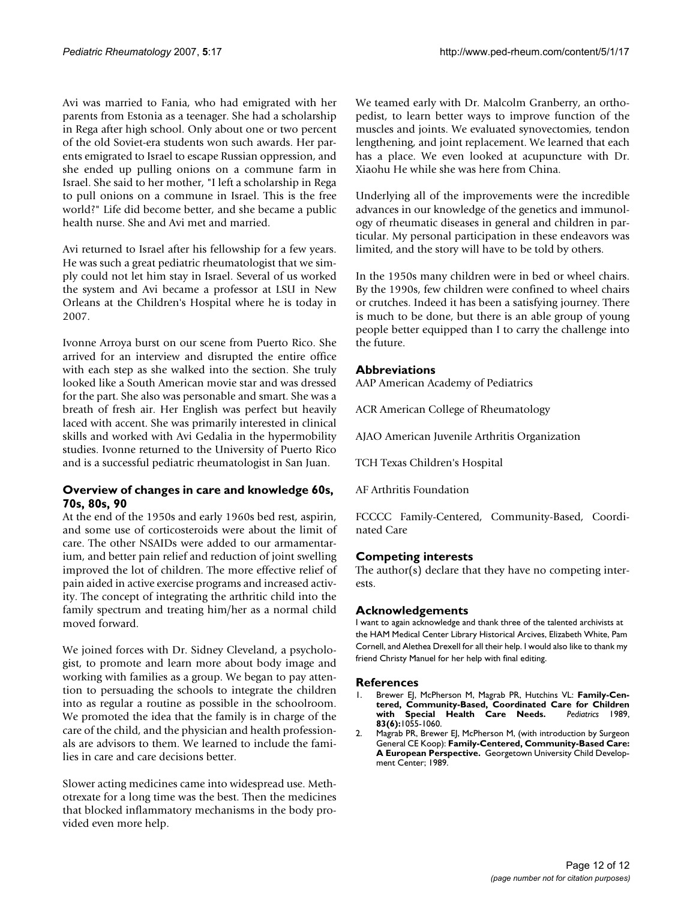Avi was married to Fania, who had emigrated with her parents from Estonia as a teenager. She had a scholarship in Rega after high school. Only about one or two percent of the old Soviet-era students won such awards. Her parents emigrated to Israel to escape Russian oppression, and she ended up pulling onions on a commune farm in Israel. She said to her mother, "I left a scholarship in Rega to pull onions on a commune in Israel. This is the free world?" Life did become better, and she became a public health nurse. She and Avi met and married.

Avi returned to Israel after his fellowship for a few years. He was such a great pediatric rheumatologist that we simply could not let him stay in Israel. Several of us worked the system and Avi became a professor at LSU in New Orleans at the Children's Hospital where he is today in 2007.

Ivonne Arroya burst on our scene from Puerto Rico. She arrived for an interview and disrupted the entire office with each step as she walked into the section. She truly looked like a South American movie star and was dressed for the part. She also was personable and smart. She was a breath of fresh air. Her English was perfect but heavily laced with accent. She was primarily interested in clinical skills and worked with Avi Gedalia in the hypermobility studies. Ivonne returned to the University of Puerto Rico and is a successful pediatric rheumatologist in San Juan.

### Overview of changes in care and knowledge 60s, 70s, 80s, 90

At the end of the 1950s and early 1960s bed rest, aspirin, and some use of corticosteroids were about the limit of care. The other NSAIDs were added to our armamentarium, and better pain relief and reduction of joint swelling improved the lot of children. The more effective relief of pain aided in active exercise programs and increased activity. The concept of integrating the arthritic child into the family spectrum and treating him/her as a normal child moved forward.

We joined forces with Dr. Sidney Cleveland, a psychologist, to promote and learn more about body image and working with families as a group. We began to pay attention to persuading the schools to integrate the children into as regular a routine as possible in the schoolroom. We promoted the idea that the family is in charge of the care of the child, and the physician and health professionals are advisors to them. We learned to include the families in care and care decisions better.

Slower acting medicines came into widespread use. Methotrexate for a long time was the best. Then the medicines that blocked inflammatory mechanisms in the body provided even more help.

We teamed early with Dr. Malcolm Granberry, an orthopedist, to learn better ways to improve function of the muscles and joints. We evaluated synovectomies, tendon lengthening, and joint replacement. We learned that each has a place. We even looked at acupuncture with Dr. Xiaohu He while she was here from China.

Underlying all of the improvements were the incredible advances in our knowledge of the genetics and immunology of rheumatic diseases in general and children in particular. My personal participation in these endeavors was limited, and the story will have to be told by others.

In the 1950s many children were in bed or wheel chairs. By the 1990s, few children were confined to wheel chairs or crutches. Indeed it has been a satisfying journey. There is much to be done, but there is an able group of young people better equipped than I to carry the challenge into the future.

### Abbreviations

AAP American Academy of Pediatrics

ACR American College of Rheumatology

AJAO American Juvenile Arthritis Organization

TCH Texas Children's Hospital

AF Arthritis Foundation

FCCCC Family-Centered, Community-Based, Coordinated Care

### Competing interests

The author(s) declare that they have no competing interests.

### Acknowledgements

I want to again acknowledge and thank three of the talented archivists at the HAM Medical Center Library Historical Arcives, Elizabeth White, Pam Cornell, and Alethea Drexell for all their help. I would also like to thank my friend Christy Manuel for her help with final editing.

### References

1. Brewer EJ, McPherson M, Magrab PR, Hutchins VL: **Family-Centered, Community-Based, Coordinated Care for Children with Special Health Care Needs.** *Pediatrics* 1989, **83(6):**1055-1060.
2. Magrab PR, Brewer EJ, McPherson M, (with introduction by Surgeon General CE Koop): **Family-Centered, Community-Based Care: A European Perspective.** Georgetown University Child Development Center; 1989.